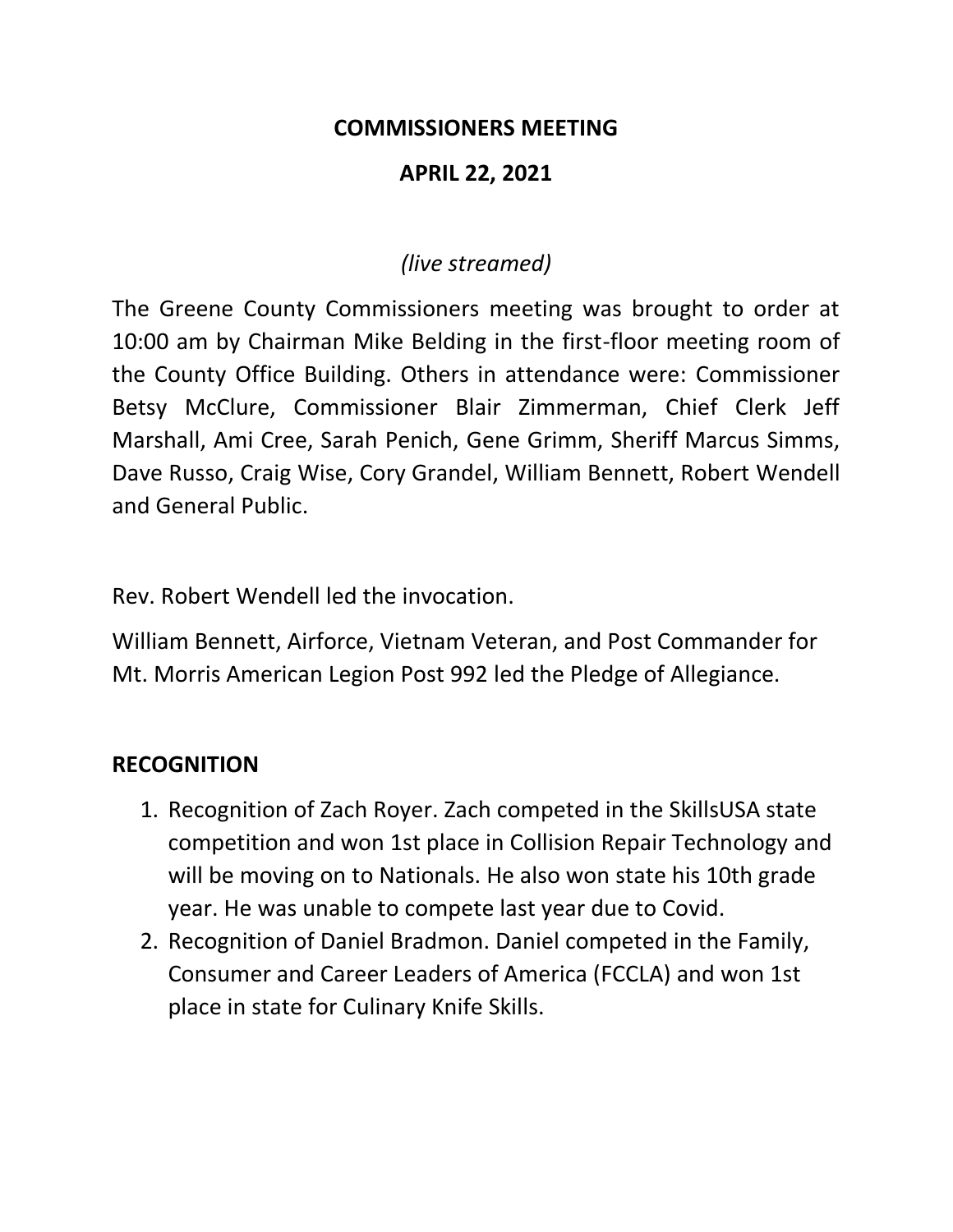# COMMISSIONERS MEETING

## APRIL 22, 2021

*(live streamed)*

The Greene County Commissioners meeting was brought to order at 10:00 am by Chairman Mike Belding in the first-floor meeting room of the County Office Building. Others in attendance were: Commissioner Betsy McClure, Commissioner Blair Zimmerman, Chief Clerk Jeff Marshall, Ami Cree, Sarah Penich, Gene Grimm, Sheriff Marcus Simms, Dave Russo, Craig Wise, Cory Grandel, William Bennett, Robert Wendell and General Public.

Rev. Robert Wendell led the invocation.

William Bennett, Airforce, Vietnam Veteran, and Post Commander for Mt. Morris American Legion Post 992 led the Pledge of Allegiance.

## RECOGNITION

1. Recognition of Zach Royer. Zach competed in the SkillsUSA state competition and won 1st place in Collision Repair Technology and will be moving on to Nationals. He also won state his 10th grade year. He was unable to compete last year due to Covid.
2. Recognition of Daniel Bradmon. Daniel competed in the Family, Consumer and Career Leaders of America (FCCLA) and won 1st place in state for Culinary Knife Skills.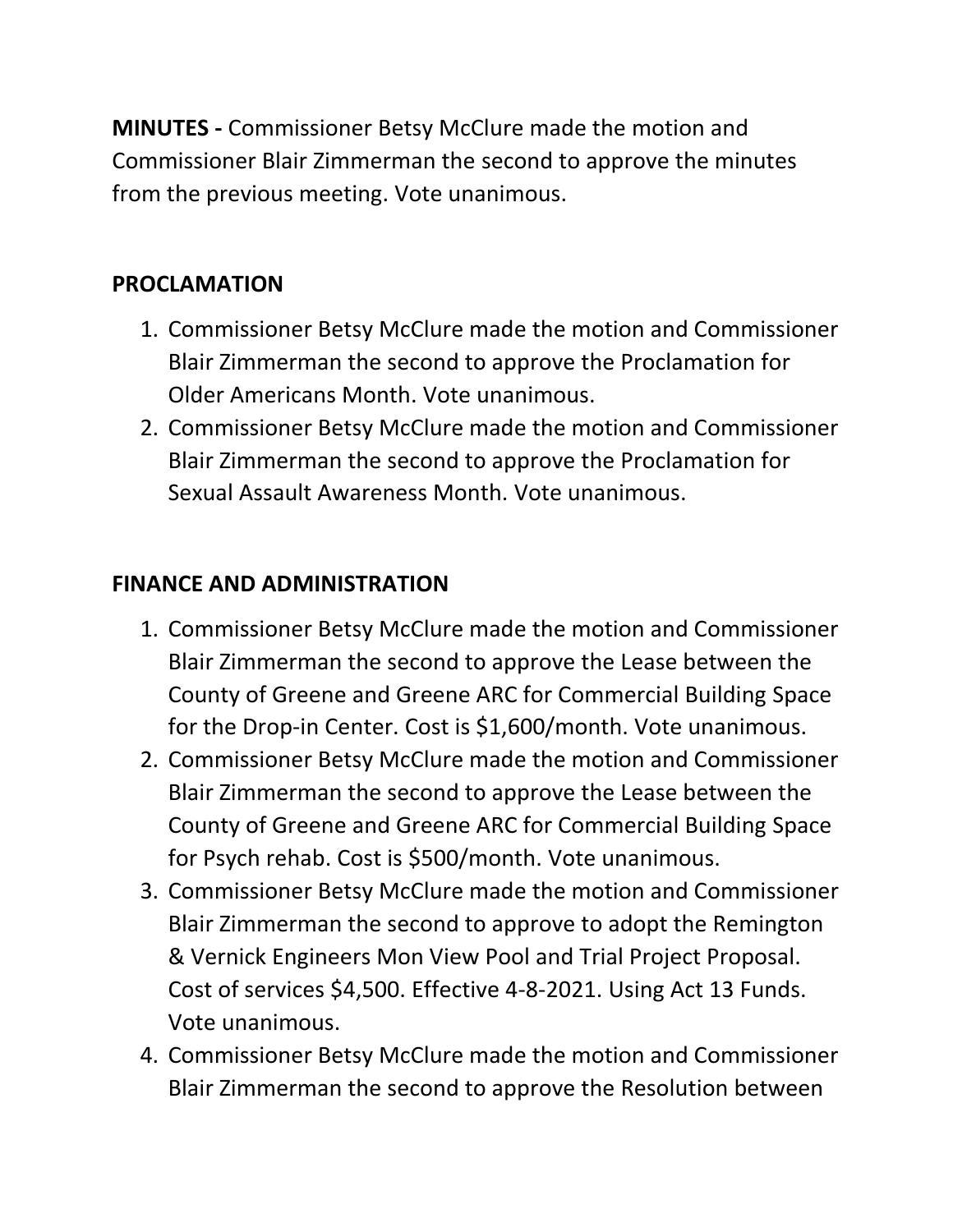**MINUTES -** Commissioner Betsy McClure made the motion and Commissioner Blair Zimmerman the second to approve the minutes from the previous meeting. Vote unanimous.

**PROCLAMATION**

1. Commissioner Betsy McClure made the motion and Commissioner Blair Zimmerman the second to approve the Proclamation for Older Americans Month. Vote unanimous.
2. Commissioner Betsy McClure made the motion and Commissioner Blair Zimmerman the second to approve the Proclamation for Sexual Assault Awareness Month. Vote unanimous.

**FINANCE AND ADMINISTRATION**

1. Commissioner Betsy McClure made the motion and Commissioner Blair Zimmerman the second to approve the Lease between the County of Greene and Greene ARC for Commercial Building Space for the Drop-in Center. Cost is $1,600/month. Vote unanimous.
2. Commissioner Betsy McClure made the motion and Commissioner Blair Zimmerman the second to approve the Lease between the County of Greene and Greene ARC for Commercial Building Space for Psych rehab. Cost is $500/month. Vote unanimous.
3. Commissioner Betsy McClure made the motion and Commissioner Blair Zimmerman the second to approve to adopt the Remington & Vernick Engineers Mon View Pool and Trial Project Proposal. Cost of services $4,500. Effective 4-8-2021. Using Act 13 Funds. Vote unanimous.
4. Commissioner Betsy McClure made the motion and Commissioner Blair Zimmerman the second to approve the Resolution between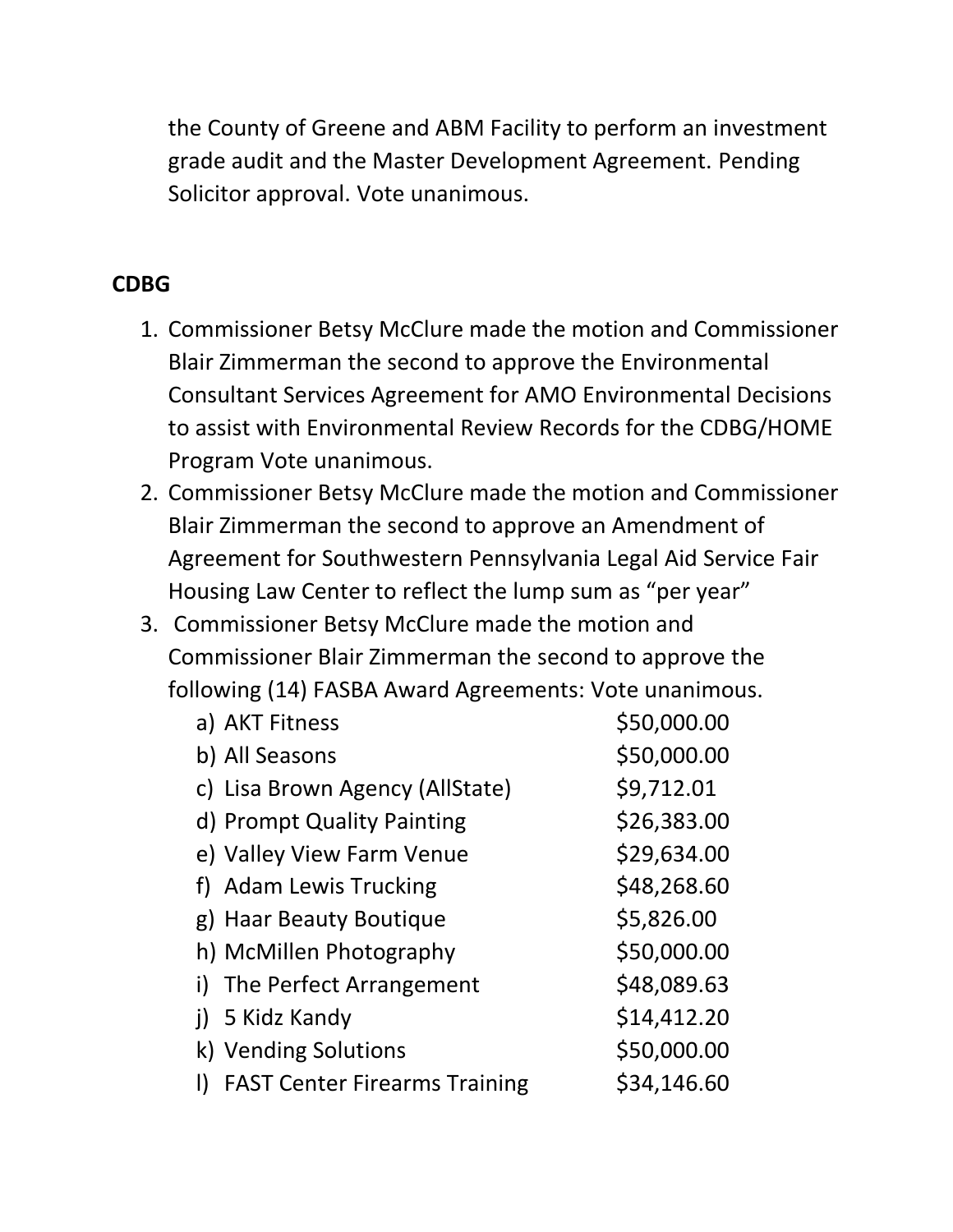the County of Greene and ABM Facility to perform an investment grade audit and the Master Development Agreement. Pending Solicitor approval. Vote unanimous.

**CDBG**

1. Commissioner Betsy McClure made the motion and Commissioner Blair Zimmerman the second to approve the Environmental Consultant Services Agreement for AMO Environmental Decisions to assist with Environmental Review Records for the CDBG/HOME Program Vote unanimous.
2. Commissioner Betsy McClure made the motion and Commissioner Blair Zimmerman the second to approve an Amendment of Agreement for Southwestern Pennsylvania Legal Aid Service Fair Housing Law Center to reflect the lump sum as "per year"
3. Commissioner Betsy McClure made the motion and Commissioner Blair Zimmerman the second to approve the following (14) FASBA Award Agreements: Vote unanimous.
   a) AKT Fitness $50,000.00
   b) All Seasons $50,000.00
   c) Lisa Brown Agency (AllState) $9,712.01
   d) Prompt Quality Painting $26,383.00
   e) Valley View Farm Venue $29,634.00
   f) Adam Lewis Trucking $48,268.60
   g) Haar Beauty Boutique $5,826.00
   h) McMillen Photography $50,000.00
   i) The Perfect Arrangement $48,089.63
   j) 5 Kidz Kandy $14,412.20
   k) Vending Solutions $50,000.00
   l) FAST Center Firearms Training $34,146.60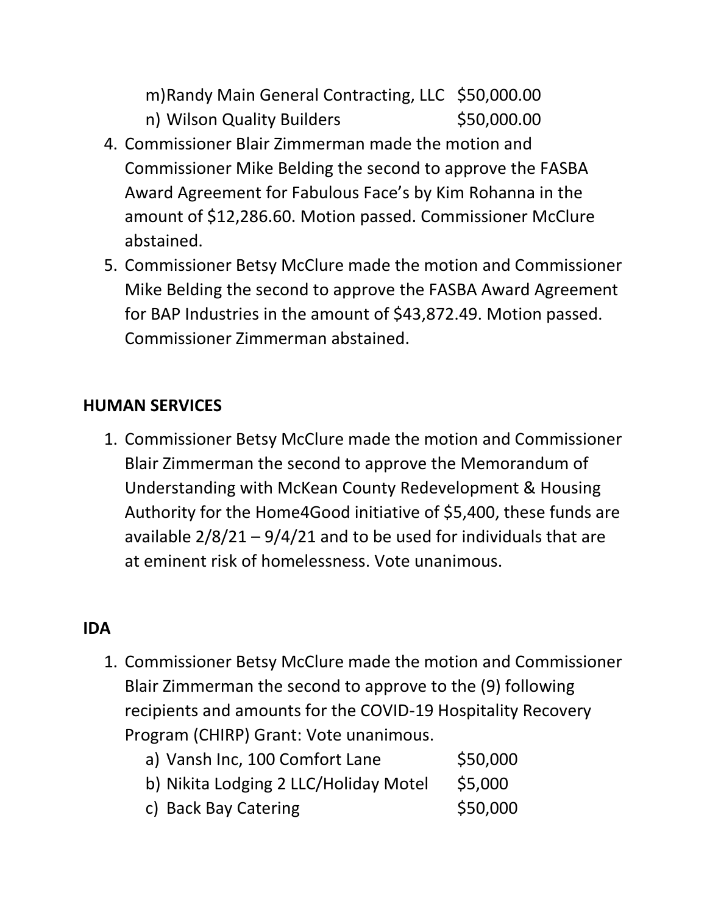m) Randy Main General Contracting, LLC $50,000.00
   n) Wilson Quality Builders $50,000.00

4. Commissioner Blair Zimmerman made the motion and Commissioner Mike Belding the second to approve the FASBA Award Agreement for Fabulous Face's by Kim Rohanna in the amount of $12,286.60. Motion passed. Commissioner McClure abstained.
5. Commissioner Betsy McClure made the motion and Commissioner Mike Belding the second to approve the FASBA Award Agreement for BAP Industries in the amount of $43,872.49. Motion passed. Commissioner Zimmerman abstained.

**HUMAN SERVICES**

1. Commissioner Betsy McClure made the motion and Commissioner Blair Zimmerman the second to approve the Memorandum of Understanding with McKean County Redevelopment & Housing Authority for the Home4Good initiative of $5,400, these funds are available 2/8/21 – 9/4/21 and to be used for individuals that are at eminent risk of homelessness. Vote unanimous.

**IDA**

1. Commissioner Betsy McClure made the motion and Commissioner Blair Zimmerman the second to approve to the (9) following recipients and amounts for the COVID-19 Hospitality Recovery Program (CHIRP) Grant: Vote unanimous.
   a) Vansh Inc, 100 Comfort Lane $50,000
   b) Nikita Lodging 2 LLC/Holiday Motel $5,000
   c) Back Bay Catering $50,000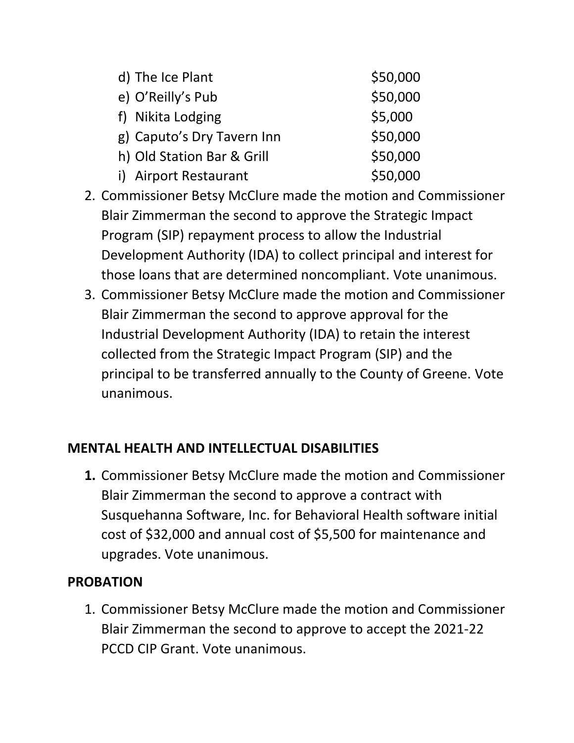d) The Ice Plant $50,000
   e) O'Reilly's Pub $50,000
   f) Nikita Lodging $5,000
   g) Caputo's Dry Tavern Inn $50,000
   h) Old Station Bar & Grill $50,000
   i) Airport Restaurant $50,000

2. Commissioner Betsy McClure made the motion and Commissioner Blair Zimmerman the second to approve the Strategic Impact Program (SIP) repayment process to allow the Industrial Development Authority (IDA) to collect principal and interest for those loans that are determined noncompliant. Vote unanimous.
3. Commissioner Betsy McClure made the motion and Commissioner Blair Zimmerman the second to approve approval for the Industrial Development Authority (IDA) to retain the interest collected from the Strategic Impact Program (SIP) and the principal to be transferred annually to the County of Greene. Vote unanimous.

**MENTAL HEALTH AND INTELLECTUAL DISABILITIES**

1. Commissioner Betsy McClure made the motion and Commissioner Blair Zimmerman the second to approve a contract with Susquehanna Software, Inc. for Behavioral Health software initial cost of $32,000 and annual cost of $5,500 for maintenance and upgrades. Vote unanimous.

**PROBATION**

1. Commissioner Betsy McClure made the motion and Commissioner Blair Zimmerman the second to approve to accept the 2021-22 PCCD CIP Grant. Vote unanimous.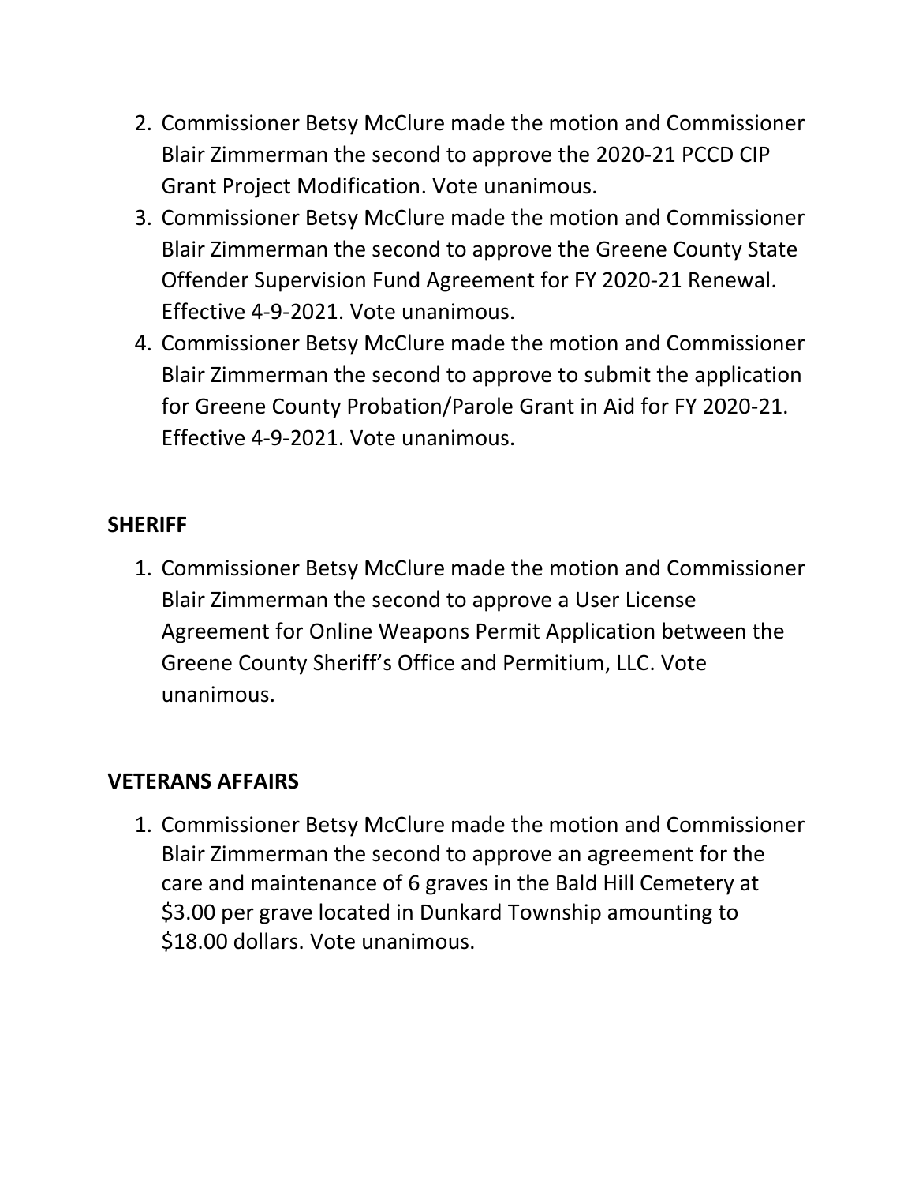2. Commissioner Betsy McClure made the motion and Commissioner Blair Zimmerman the second to approve the 2020-21 PCCD CIP Grant Project Modification. Vote unanimous.
3. Commissioner Betsy McClure made the motion and Commissioner Blair Zimmerman the second to approve the Greene County State Offender Supervision Fund Agreement for FY 2020-21 Renewal. Effective 4-9-2021. Vote unanimous.
4. Commissioner Betsy McClure made the motion and Commissioner Blair Zimmerman the second to approve to submit the application for Greene County Probation/Parole Grant in Aid for FY 2020-21. Effective 4-9-2021. Vote unanimous.

**SHERIFF**

1. Commissioner Betsy McClure made the motion and Commissioner Blair Zimmerman the second to approve a User License Agreement for Online Weapons Permit Application between the Greene County Sheriff's Office and Permitium, LLC. Vote unanimous.

**VETERANS AFFAIRS**

1. Commissioner Betsy McClure made the motion and Commissioner Blair Zimmerman the second to approve an agreement for the care and maintenance of 6 graves in the Bald Hill Cemetery at $3.00 per grave located in Dunkard Township amounting to $18.00 dollars. Vote unanimous.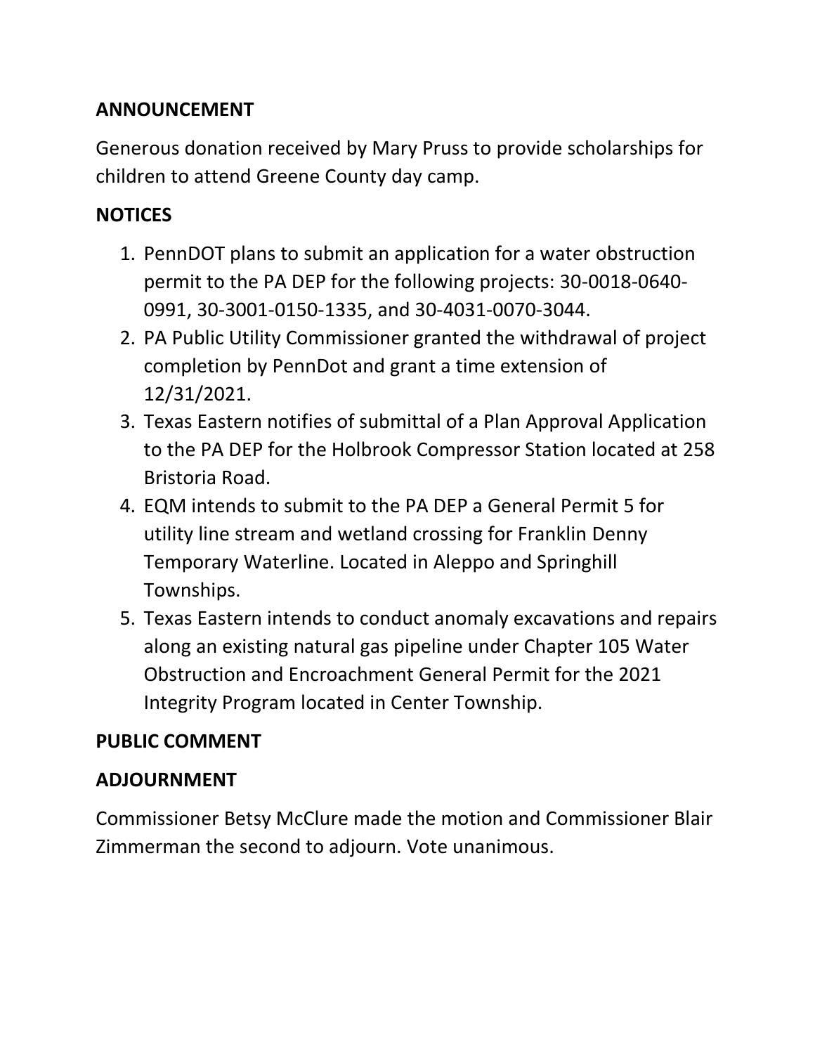**ANNOUNCEMENT**

Generous donation received by Mary Pruss to provide scholarships for children to attend Greene County day camp.

**NOTICES**

1. PennDOT plans to submit an application for a water obstruction permit to the PA DEP for the following projects: 30-0018-0640-0991, 30-3001-0150-1335, and 30-4031-0070-3044.
2. PA Public Utility Commissioner granted the withdrawal of project completion by PennDot and grant a time extension of 12/31/2021.
3. Texas Eastern notifies of submittal of a Plan Approval Application to the PA DEP for the Holbrook Compressor Station located at 258 Bristoria Road.
4. EQM intends to submit to the PA DEP a General Permit 5 for utility line stream and wetland crossing for Franklin Denny Temporary Waterline. Located in Aleppo and Springhill Townships.
5. Texas Eastern intends to conduct anomaly excavations and repairs along an existing natural gas pipeline under Chapter 105 Water Obstruction and Encroachment General Permit for the 2021 Integrity Program located in Center Township.

**PUBLIC COMMENT**

**ADJOURNMENT**

Commissioner Betsy McClure made the motion and Commissioner Blair Zimmerman the second to adjourn. Vote unanimous.